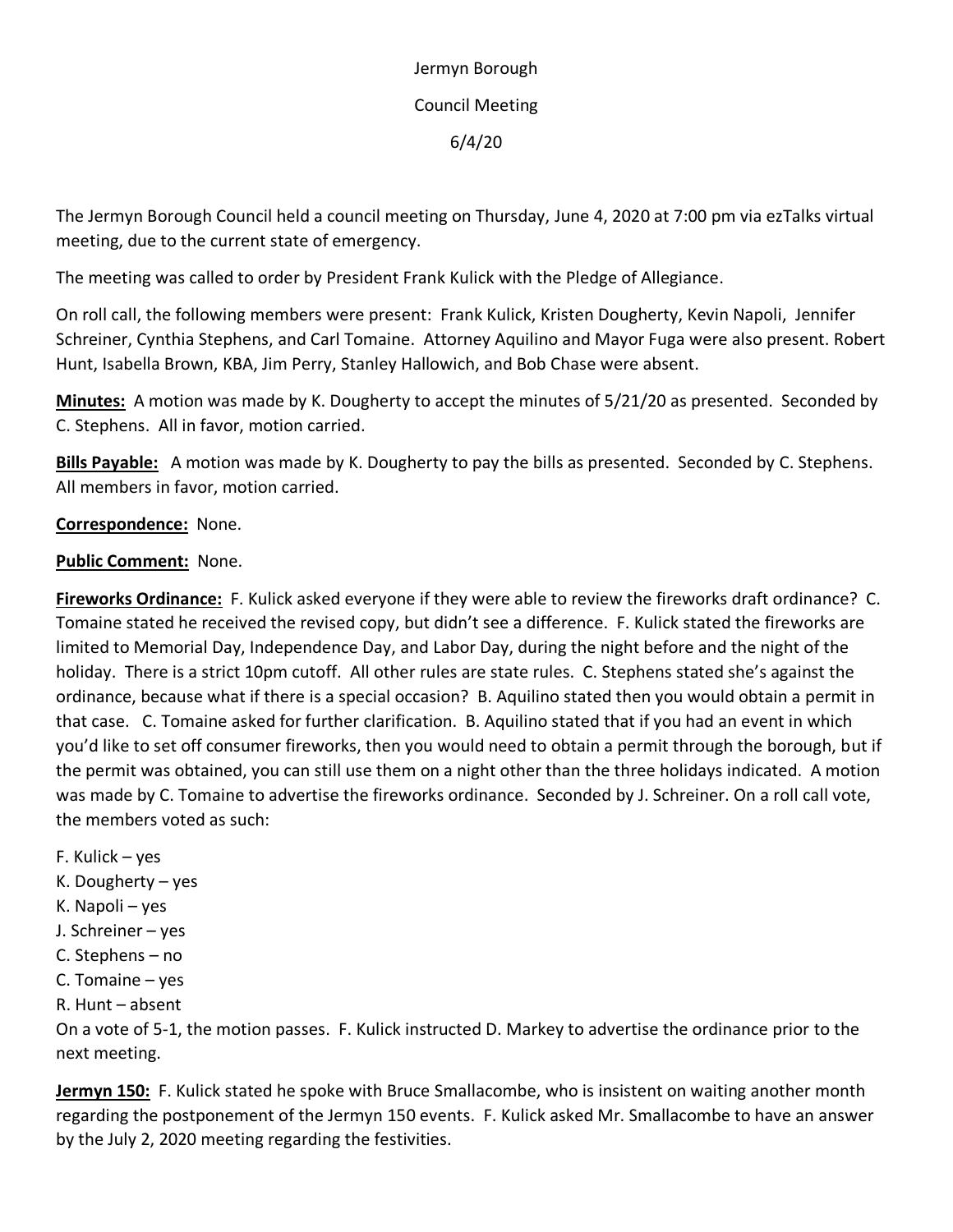Jermyn Borough

Council Meeting

6/4/20

The Jermyn Borough Council held a council meeting on Thursday, June 4, 2020 at 7:00 pm via ezTalks virtual meeting, due to the current state of emergency.

The meeting was called to order by President Frank Kulick with the Pledge of Allegiance.

On roll call, the following members were present: Frank Kulick, Kristen Dougherty, Kevin Napoli, Jennifer Schreiner, Cynthia Stephens, and Carl Tomaine. Attorney Aquilino and Mayor Fuga were also present. Robert Hunt, Isabella Brown, KBA, Jim Perry, Stanley Hallowich, and Bob Chase were absent.

**Minutes:** A motion was made by K. Dougherty to accept the minutes of 5/21/20 as presented. Seconded by C. Stephens. All in favor, motion carried.

**Bills Payable:** A motion was made by K. Dougherty to pay the bills as presented. Seconded by C. Stephens. All members in favor, motion carried.

**Correspondence:** None.

**Public Comment:** None.

**Fireworks Ordinance:** F. Kulick asked everyone if they were able to review the fireworks draft ordinance? C. Tomaine stated he received the revised copy, but didn't see a difference. F. Kulick stated the fireworks are limited to Memorial Day, Independence Day, and Labor Day, during the night before and the night of the holiday. There is a strict 10pm cutoff. All other rules are state rules. C. Stephens stated she's against the ordinance, because what if there is a special occasion? B. Aquilino stated then you would obtain a permit in that case. C. Tomaine asked for further clarification. B. Aquilino stated that if you had an event in which you'd like to set off consumer fireworks, then you would need to obtain a permit through the borough, but if the permit was obtained, you can still use them on a night other than the three holidays indicated. A motion was made by C. Tomaine to advertise the fireworks ordinance. Seconded by J. Schreiner. On a roll call vote, the members voted as such:

F. Kulick – yes
K. Dougherty – yes
K. Napoli – yes
J. Schreiner – yes
C. Stephens – no
C. Tomaine – yes
R. Hunt – absent

On a vote of 5-1, the motion passes. F. Kulick instructed D. Markey to advertise the ordinance prior to the next meeting.

**Jermyn 150:** F. Kulick stated he spoke with Bruce Smallacombe, who is insistent on waiting another month regarding the postponement of the Jermyn 150 events. F. Kulick asked Mr. Smallacombe to have an answer by the July 2, 2020 meeting regarding the festivities.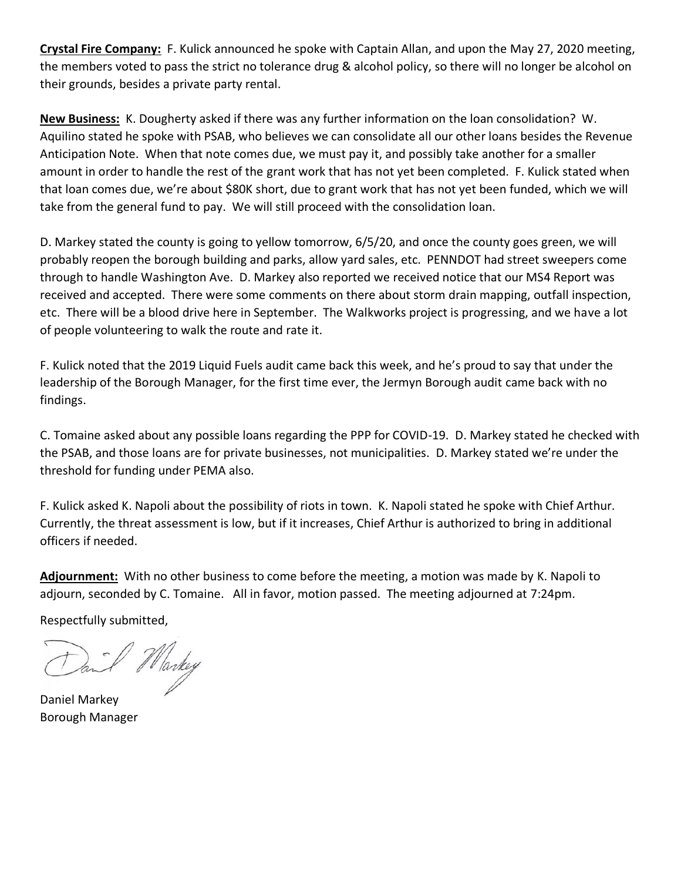**Crystal Fire Company:** F. Kulick announced he spoke with Captain Allan, and upon the May 27, 2020 meeting, the members voted to pass the strict no tolerance drug & alcohol policy, so there will no longer be alcohol on their grounds, besides a private party rental.

**New Business:** K. Dougherty asked if there was any further information on the loan consolidation? W. Aquilino stated he spoke with PSAB, who believes we can consolidate all our other loans besides the Revenue Anticipation Note. When that note comes due, we must pay it, and possibly take another for a smaller amount in order to handle the rest of the grant work that has not yet been completed. F. Kulick stated when that loan comes due, we're about $80K short, due to grant work that has not yet been funded, which we will take from the general fund to pay. We will still proceed with the consolidation loan.

D. Markey stated the county is going to yellow tomorrow, 6/5/20, and once the county goes green, we will probably reopen the borough building and parks, allow yard sales, etc. PENNDOT had street sweepers come through to handle Washington Ave. D. Markey also reported we received notice that our MS4 Report was received and accepted. There were some comments on there about storm drain mapping, outfall inspection, etc. There will be a blood drive here in September. The Walkworks project is progressing, and we have a lot of people volunteering to walk the route and rate it.

F. Kulick noted that the 2019 Liquid Fuels audit came back this week, and he's proud to say that under the leadership of the Borough Manager, for the first time ever, the Jermyn Borough audit came back with no findings.

C. Tomaine asked about any possible loans regarding the PPP for COVID-19. D. Markey stated he checked with the PSAB, and those loans are for private businesses, not municipalities. D. Markey stated we're under the threshold for funding under PEMA also.

F. Kulick asked K. Napoli about the possibility of riots in town. K. Napoli stated he spoke with Chief Arthur. Currently, the threat assessment is low, but if it increases, Chief Arthur is authorized to bring in additional officers if needed.

**Adjournment:** With no other business to come before the meeting, a motion was made by K. Napoli to adjourn, seconded by C. Tomaine. All in favor, motion passed. The meeting adjourned at 7:24pm.

Respectfully submitted,

Daniel Markey

Daniel Markey
Borough Manager